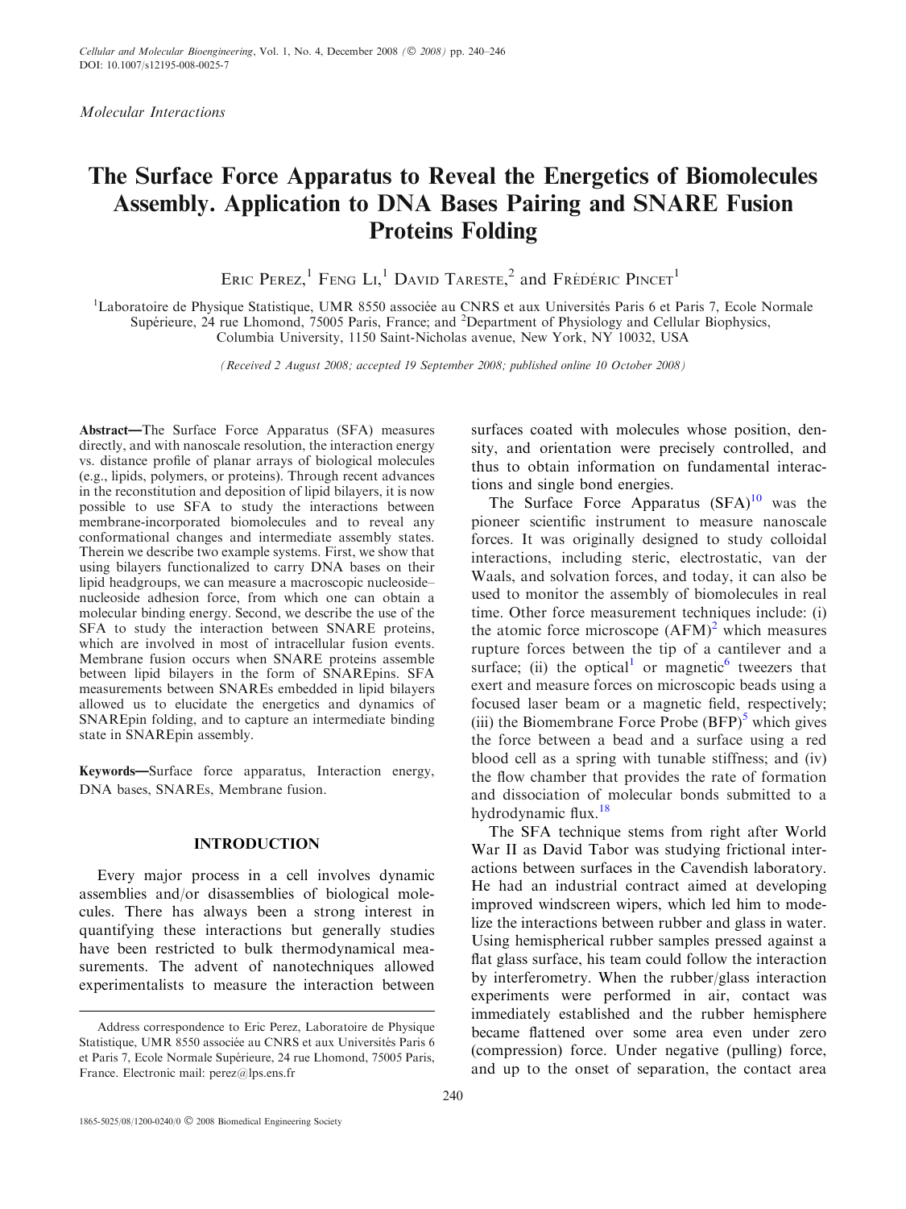*Molecular Interactions*

# The Surface Force Apparatus to Reveal the Energetics of Biomolecules Assembly. Application to DNA Bases Pairing and SNARE Fusion Proteins Folding

Eric Perez,[1] Feng Li,[1] David Tareste,[2] and Frédéric Pincet[1]

[1]Laboratoire de Physique Statistique, UMR 8550 associée au CNRS et aux Universités Paris 6 et Paris 7, Ecole Normale Supérieure, 24 rue Lhomond, 75005 Paris, France; and [2]Department of Physiology and Cellular Biophysics, Columbia University, 1150 Saint-Nicholas avenue, New York, NY 10032, USA

(Received 2 August 2008; accepted 19 September 2008; published online 10 October 2008)

**Abstract**—The Surface Force Apparatus (SFA) measures directly, and with nanoscale resolution, the interaction energy vs. distance profile of planar arrays of biological molecules (e.g., lipids, polymers, or proteins). Through recent advances in the reconstitution and deposition of lipid bilayers, it is now possible to use SFA to study the interactions between membrane-incorporated biomolecules and to reveal any conformational changes and intermediate assembly states. Therein we describe two example systems. First, we show that using bilayers functionalized to carry DNA bases on their lipid headgroups, we can measure a macroscopic nucleoside–nucleoside adhesion force, from which one can obtain a molecular binding energy. Second, we describe the use of the SFA to study the interaction between SNARE proteins, which are involved in most of intracellular fusion events. Membrane fusion occurs when SNARE proteins assemble between lipid bilayers in the form of SNAREpins. SFA measurements between SNAREs embedded in lipid bilayers allowed us to elucidate the energetics and dynamics of SNAREpin folding, and to capture an intermediate binding state in SNAREpin assembly.

**Keywords**—Surface force apparatus, Interaction energy, DNA bases, SNAREs, Membrane fusion.

## INTRODUCTION

Every major process in a cell involves dynamic assemblies and/or disassemblies of biological molecules. There has always been a strong interest in quantifying these interactions but generally studies have been restricted to bulk thermodynamical measurements. The advent of nanotechniques allowed experimentalists to measure the interaction between surfaces coated with molecules whose position, density, and orientation were precisely controlled, and thus to obtain information on fundamental interactions and single bond energies.

The Surface Force Apparatus (SFA)[10] was the pioneer scientific instrument to measure nanoscale forces. It was originally designed to study colloidal interactions, including steric, electrostatic, van der Waals, and solvation forces, and today, it can also be used to monitor the assembly of biomolecules in real time. Other force measurement techniques include: (i) the atomic force microscope (AFM)[2] which measures rupture forces between the tip of a cantilever and a surface; (ii) the optical[1] or magnetic[6] tweezers that exert and measure forces on microscopic beads using a focused laser beam or a magnetic field, respectively; (iii) the Biomembrane Force Probe (BFP)[5] which gives the force between a bead and a surface using a red blood cell as a spring with tunable stiffness; and (iv) the flow chamber that provides the rate of formation and dissociation of molecular bonds submitted to a hydrodynamic flux.[18]

The SFA technique stems from right after World War II as David Tabor was studying frictional interactions between surfaces in the Cavendish laboratory. He had an industrial contract aimed at developing improved windscreen wipers, which led him to modelize the interactions between rubber and glass in water. Using hemispherical rubber samples pressed against a flat glass surface, his team could follow the interaction by interferometry. When the rubber/glass interaction experiments were performed in air, contact was immediately established and the rubber hemisphere became flattened over some area even under zero (compression) force. Under negative (pulling) force, and up to the onset of separation, the contact area

Address correspondence to Eric Perez, Laboratoire de Physique Statistique, UMR 8550 associée au CNRS et aux Universités Paris 6 et Paris 7, Ecole Normale Supérieure, 24 rue Lhomond, 75005 Paris, France. Electronic mail: perez@lps.ens.fr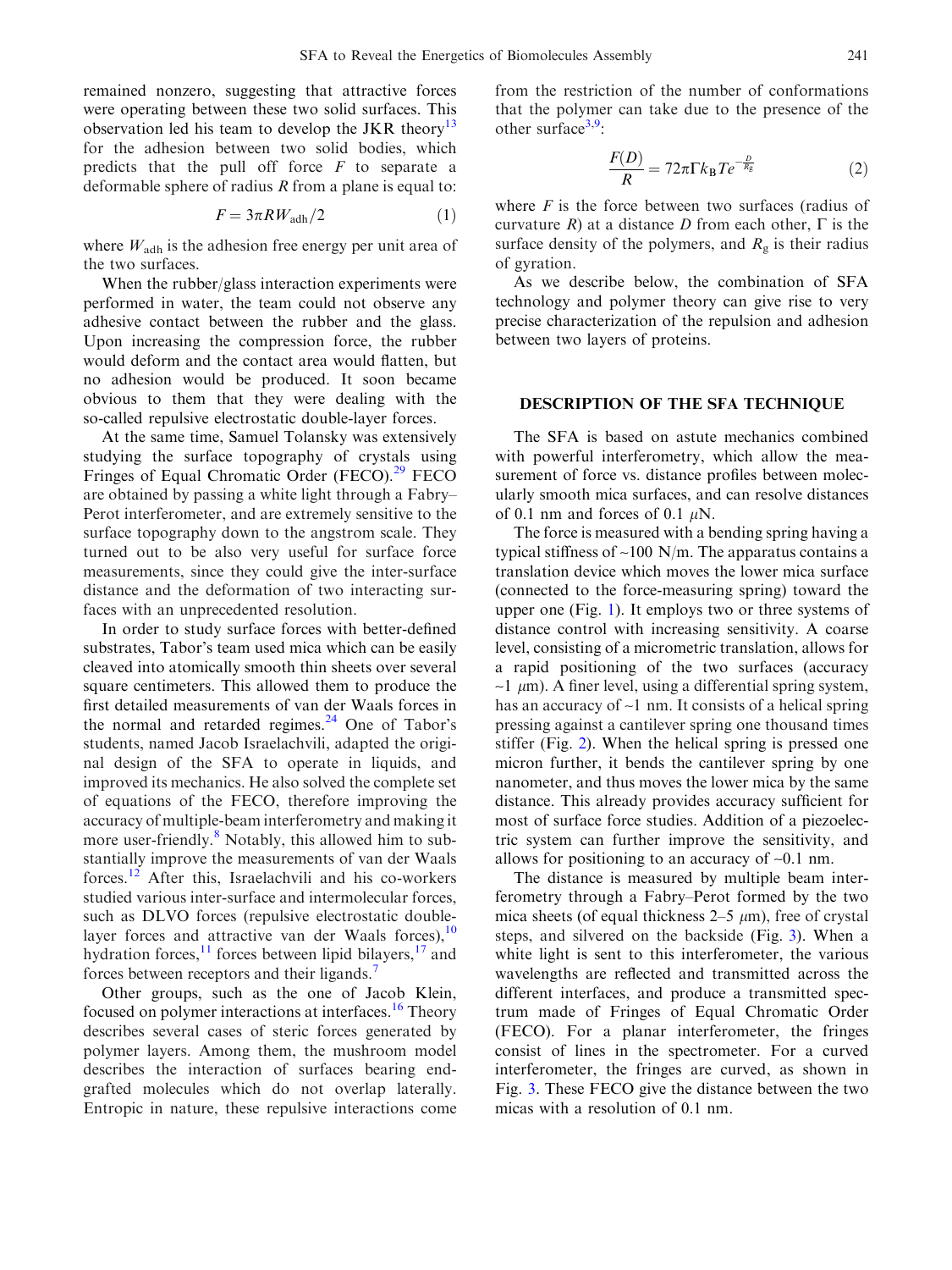remained nonzero, suggesting that attractive forces were operating between these two solid surfaces. This observation led his team to develop the JKR theory[13] for the adhesion between two solid bodies, which predicts that the pull off force $F$ to separate a deformable sphere of radius $R$ from a plane is equal to:

$$F = 3\pi R W_{\text{adh}}/2 \tag{1}$$

where $W_{\text{adh}}$ is the adhesion free energy per unit area of the two surfaces.

When the rubber/glass interaction experiments were performed in water, the team could not observe any adhesive contact between the rubber and the glass. Upon increasing the compression force, the rubber would deform and the contact area would flatten, but no adhesion would be produced. It soon became obvious to them that they were dealing with the so-called repulsive electrostatic double-layer forces.

At the same time, Samuel Tolansky was extensively studying the surface topography of crystals using Fringes of Equal Chromatic Order (FECO).[29] FECO are obtained by passing a white light through a Fabry–Perot interferometer, and are extremely sensitive to the surface topography down to the angstrom scale. They turned out to be also very useful for surface force measurements, since they could give the inter-surface distance and the deformation of two interacting surfaces with an unprecedented resolution.

In order to study surface forces with better-defined substrates, Tabor's team used mica which can be easily cleaved into atomically smooth thin sheets over several square centimeters. This allowed them to produce the first detailed measurements of van der Waals forces in the normal and retarded regimes.[24] One of Tabor's students, named Jacob Israelachvili, adapted the original design of the SFA to operate in liquids, and improved its mechanics. He also solved the complete set of equations of the FECO, therefore improving the accuracy of multiple-beam interferometry and making it more user-friendly.[8] Notably, this allowed him to substantially improve the measurements of van der Waals forces.[12] After this, Israelachvili and his co-workers studied various inter-surface and intermolecular forces, such as DLVO forces (repulsive electrostatic double-layer forces and attractive van der Waals forces),[10] hydration forces,[11] forces between lipid bilayers,[17] and forces between receptors and their ligands.[7]

Other groups, such as the one of Jacob Klein, focused on polymer interactions at interfaces.[16] Theory describes several cases of steric forces generated by polymer layers. Among them, the mushroom model describes the interaction of surfaces bearing end-grafted molecules which do not overlap laterally. Entropic in nature, these repulsive interactions come from the restriction of the number of conformations that the polymer can take due to the presence of the other surface[3,9]:

$$\frac{F(D)}{R} = 72\pi \Gamma k_{\text{B}} T e^{-\frac{D}{R_{\text{g}}}} \tag{2}$$

where $F$ is the force between two surfaces (radius of curvature $R$) at a distance $D$ from each other, $\Gamma$ is the surface density of the polymers, and $R_{\text{g}}$ is their radius of gyration.

As we describe below, the combination of SFA technology and polymer theory can give rise to very precise characterization of the repulsion and adhesion between two layers of proteins.

## DESCRIPTION OF THE SFA TECHNIQUE

The SFA is based on astute mechanics combined with powerful interferometry, which allow the measurement of force vs. distance profiles between molecularly smooth mica surfaces, and can resolve distances of 0.1 nm and forces of 0.1 $\mu$N.

The force is measured with a bending spring having a typical stiffness of ~100 N/m. The apparatus contains a translation device which moves the lower mica surface (connected to the force-measuring spring) toward the upper one (Fig. 1). It employs two or three systems of distance control with increasing sensitivity. A coarse level, consisting of a micrometric translation, allows for a rapid positioning of the two surfaces (accuracy ~1 $\mu$m). A finer level, using a differential spring system, has an accuracy of ~1 nm. It consists of a helical spring pressing against a cantilever spring one thousand times stiffer (Fig. 2). When the helical spring is pressed one micron further, it bends the cantilever spring by one nanometer, and thus moves the lower mica by the same distance. This already provides accuracy sufficient for most of surface force studies. Addition of a piezoelectric system can further improve the sensitivity, and allows for positioning to an accuracy of ~0.1 nm.

The distance is measured by multiple beam interferometry through a Fabry–Perot formed by the two mica sheets (of equal thickness 2–5 $\mu$m), free of crystal steps, and silvered on the backside (Fig. 3). When a white light is sent to this interferometer, the various wavelengths are reflected and transmitted across the different interfaces, and produce a transmitted spectrum made of Fringes of Equal Chromatic Order (FECO). For a planar interferometer, the fringes consist of lines in the spectrometer. For a curved interferometer, the fringes are curved, as shown in Fig. 3. These FECO give the distance between the two micas with a resolution of 0.1 nm.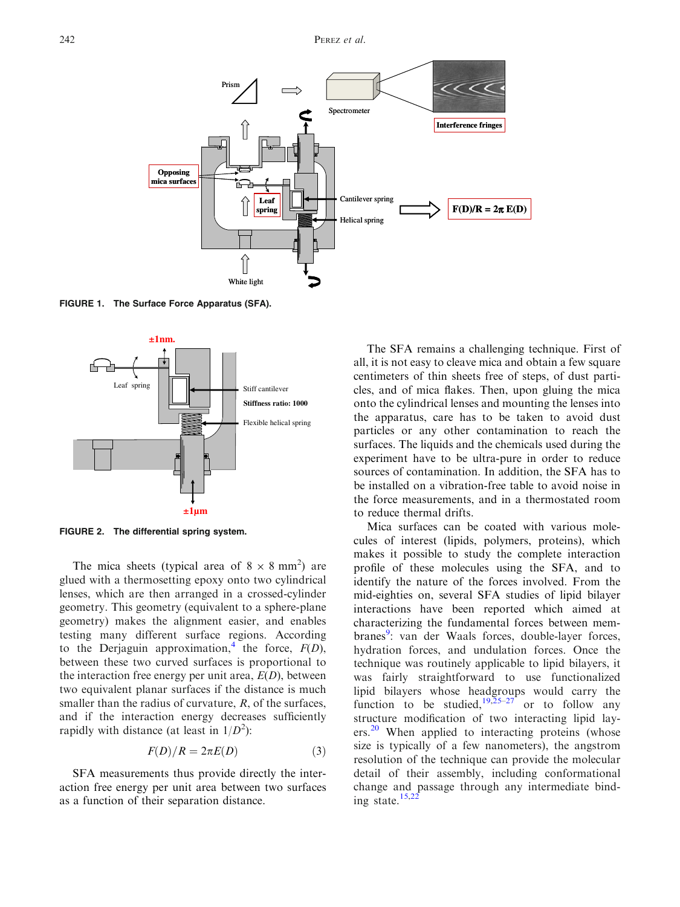Prism

Spectrometer

Interference fringes

Opposing mica surfaces

Leaf spring

Cantilever spring

Helical spring

F(D)/R = 2π E(D)

White light

**FIGURE 1. The Surface Force Apparatus (SFA).**

±1nm.

Leaf spring

Stiff cantilever

Stiffness ratio: 1000

Flexible helical spring

±1µm

**FIGURE 2. The differential spring system.**

The mica sheets (typical area of $8 \times 8$ mm$^2$) are glued with a thermosetting epoxy onto two cylindrical lenses, which are then arranged in a crossed-cylinder geometry. This geometry (equivalent to a sphere-plane geometry) makes the alignment easier, and enables testing many different surface regions. According to the Derjaguin approximation,[4] the force, $F(D)$, between these two curved surfaces is proportional to the interaction free energy per unit area, $E(D)$, between two equivalent planar surfaces if the distance is much smaller than the radius of curvature, $R$, of the surfaces, and if the interaction energy decreases sufficiently rapidly with distance (at least in $1/D^2$):

$$F(D)/R = 2\pi E(D) \tag{3}$$

SFA measurements thus provide directly the interaction free energy per unit area between two surfaces as a function of their separation distance.

The SFA remains a challenging technique. First of all, it is not easy to cleave mica and obtain a few square centimeters of thin sheets free of steps, of dust particles, and of mica flakes. Then, upon gluing the mica onto the cylindrical lenses and mounting the lenses into the apparatus, care has to be taken to avoid dust particles or any other contamination to reach the surfaces. The liquids and the chemicals used during the experiment have to be ultra-pure in order to reduce sources of contamination. In addition, the SFA has to be installed on a vibration-free table to avoid noise in the force measurements, and in a thermostated room to reduce thermal drifts.

Mica surfaces can be coated with various molecules of interest (lipids, polymers, proteins), which makes it possible to study the complete interaction profile of these molecules using the SFA, and to identify the nature of the forces involved. From the mid-eighties on, several SFA studies of lipid bilayer interactions have been reported which aimed at characterizing the fundamental forces between membranes[9]: van der Waals forces, double-layer forces, hydration forces, and undulation forces. Once the technique was routinely applicable to lipid bilayers, it was fairly straightforward to use functionalized lipid bilayers whose headgroups would carry the function to be studied,[19,25–27] or to follow any structure modification of two interacting lipid layers.[20] When applied to interacting proteins (whose size is typically of a few nanometers), the angstrom resolution of the technique can provide the molecular detail of their assembly, including conformational change and passage through any intermediate binding state.[15,22]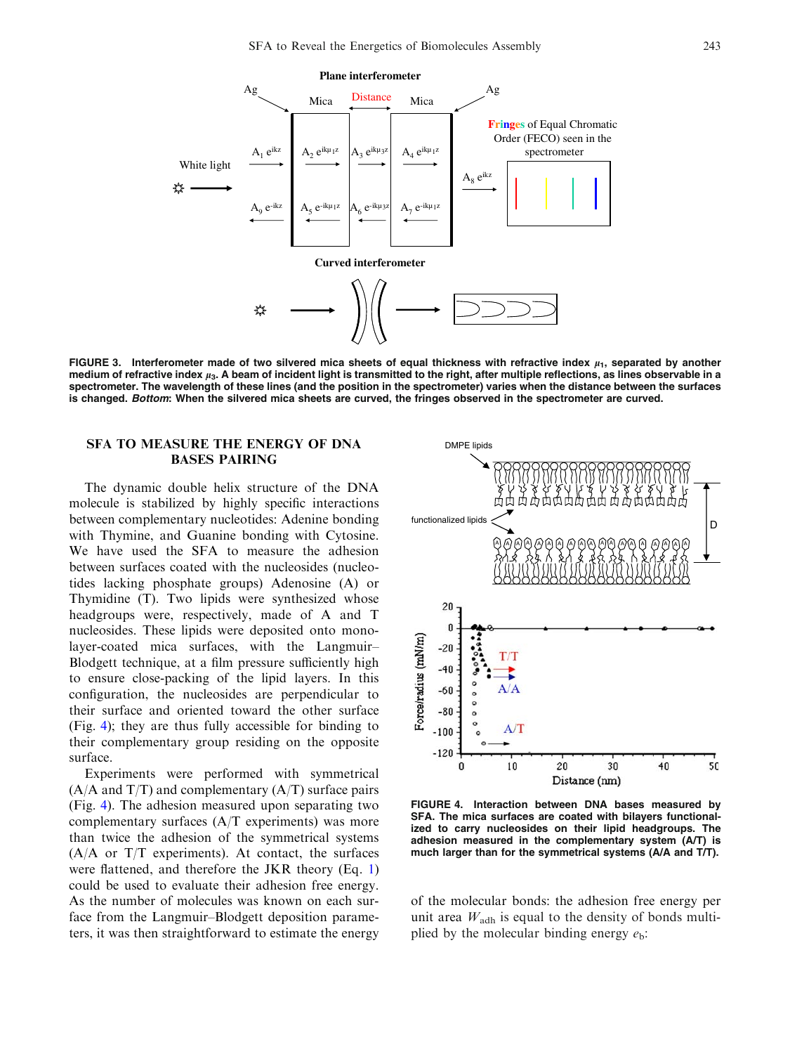FIGURE 3. Interferometer made of two silvered mica sheets of equal thickness with refractive index $\mu_1$, separated by another medium of refractive index $\mu_3$. A beam of incident light is transmitted to the right, after multiple reflections, as lines observable in a spectrometer. The wavelength of these lines (and the position in the spectrometer) varies when the distance between the surfaces is changed. *Bottom*: When the silvered mica sheets are curved, the fringes observed in the spectrometer are curved.

## SFA TO MEASURE THE ENERGY OF DNA BASES PAIRING

The dynamic double helix structure of the DNA molecule is stabilized by highly specific interactions between complementary nucleotides: Adenine bonding with Thymine, and Guanine bonding with Cytosine. We have used the SFA to measure the adhesion between surfaces coated with the nucleosides (nucleotides lacking phosphate groups) Adenosine (A) or Thymidine (T). Two lipids were synthesized whose headgroups were, respectively, made of A and T nucleosides. These lipids were deposited onto monolayer-coated mica surfaces, with the Langmuir–Blodgett technique, at a film pressure sufficiently high to ensure close-packing of the lipid layers. In this configuration, the nucleosides are perpendicular to their surface and oriented toward the other surface (Fig. 4); they are thus fully accessible for binding to their complementary group residing on the opposite surface.

Experiments were performed with symmetrical (A/A and T/T) and complementary (A/T) surface pairs (Fig. 4). The adhesion measured upon separating two complementary surfaces (A/T experiments) was more than twice the adhesion of the symmetrical systems (A/A or T/T experiments). At contact, the surfaces were flattened, and therefore the JKR theory (Eq. 1) could be used to evaluate their adhesion free energy. As the number of molecules was known on each surface from the Langmuir–Blodgett deposition parameters, it was then straightforward to estimate the energy of the molecular bonds: the adhesion free energy per unit area $W_{adh}$ is equal to the density of bonds multiplied by the molecular binding energy $e_b$:

FIGURE 4. Interaction between DNA bases measured by SFA. The mica surfaces are coated with bilayers functionalized to carry nucleosides on their lipid headgroups. The adhesion measured in the complementary system (A/T) is much larger than for the symmetrical systems (A/A and T/T).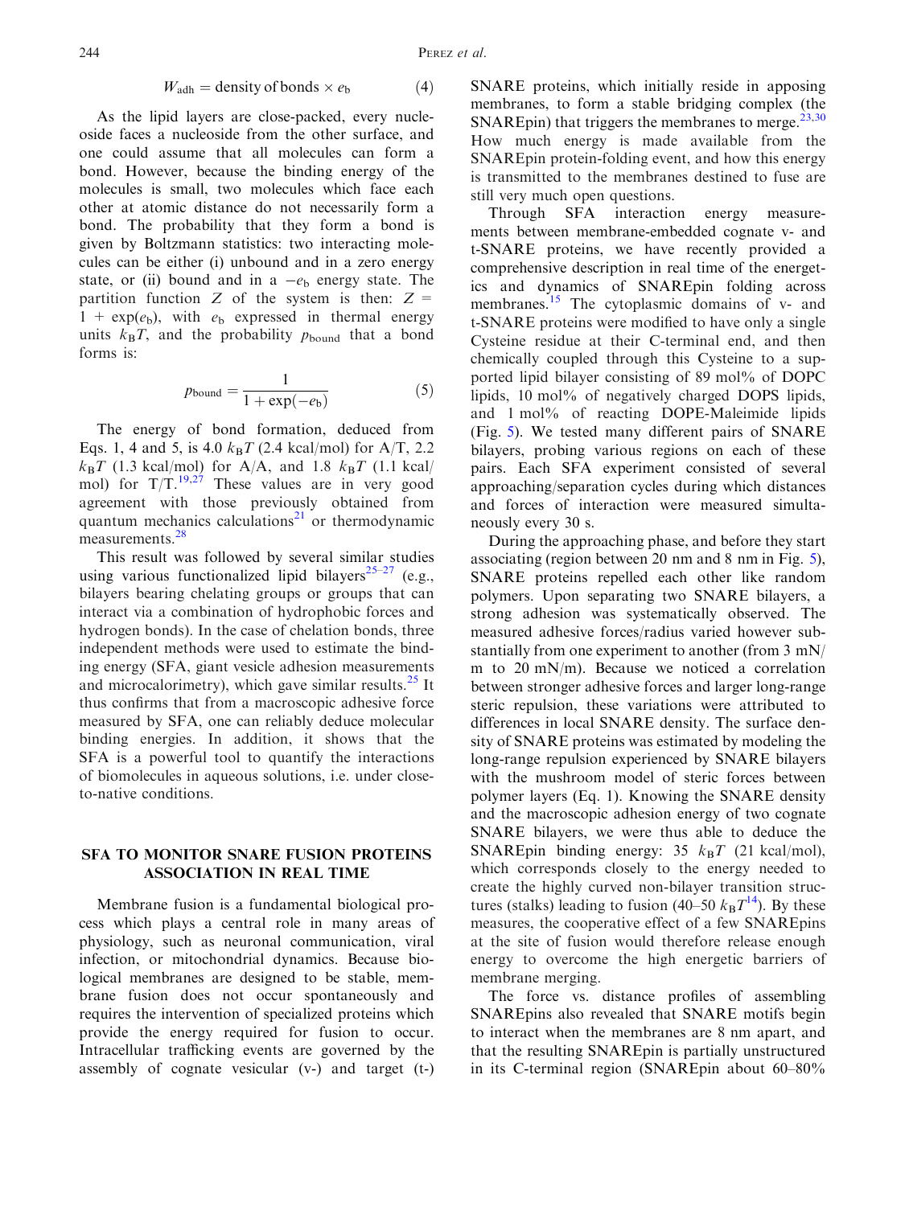$$W_{adh} = \text{density of bonds} \times e_b \tag{4}$$

As the lipid layers are close-packed, every nucleoside faces a nucleoside from the other surface, and one could assume that all molecules can form a bond. However, because the binding energy of the molecules is small, two molecules which face each other at atomic distance do not necessarily form a bond. The probability that they form a bond is given by Boltzmann statistics: two interacting molecules can be either (i) unbound and in a zero energy state, or (ii) bound and in a $-e_b$ energy state. The partition function $Z$ of the system is then: $Z = 1 + \exp(e_b)$, with $e_b$ expressed in thermal energy units $k_BT$, and the probability $p_{bound}$ that a bond forms is:

$$p_{bound} = \frac{1}{1 + \exp(-e_b)} \tag{5}$$

The energy of bond formation, deduced from Eqs. 1, 4 and 5, is 4.0 $k_BT$ (2.4 kcal/mol) for A/T, 2.2 $k_BT$ (1.3 kcal/mol) for A/A, and 1.8 $k_BT$ (1.1 kcal/mol) for T/T.[19,27] These values are in very good agreement with those previously obtained from quantum mechanics calculations[21] or thermodynamic measurements.[28]

This result was followed by several similar studies using various functionalized lipid bilayers[25–27] (e.g., bilayers bearing chelating groups or groups that can interact via a combination of hydrophobic forces and hydrogen bonds). In the case of chelation bonds, three independent methods were used to estimate the binding energy (SFA, giant vesicle adhesion measurements and microcalorimetry), which gave similar results.[25] It thus confirms that from a macroscopic adhesive force measured by SFA, one can reliably deduce molecular binding energies. In addition, it shows that the SFA is a powerful tool to quantify the interactions of biomolecules in aqueous solutions, i.e. under close-to-native conditions.

## SFA TO MONITOR SNARE FUSION PROTEINS ASSOCIATION IN REAL TIME

Membrane fusion is a fundamental biological process which plays a central role in many areas of physiology, such as neuronal communication, viral infection, or mitochondrial dynamics. Because biological membranes are designed to be stable, membrane fusion does not occur spontaneously and requires the intervention of specialized proteins which provide the energy required for fusion to occur. Intracellular trafficking events are governed by the assembly of cognate vesicular (v-) and target (t-) SNARE proteins, which initially reside in apposing membranes, to form a stable bridging complex (the SNAREpin) that triggers the membranes to merge.[23,30] How much energy is made available from the SNAREpin protein-folding event, and how this energy is transmitted to the membranes destined to fuse are still very much open questions.

Through SFA interaction energy measurements between membrane-embedded cognate v- and t-SNARE proteins, we have recently provided a comprehensive description in real time of the energetics and dynamics of SNAREpin folding across membranes.[15] The cytoplasmic domains of v- and t-SNARE proteins were modified to have only a single Cysteine residue at their C-terminal end, and then chemically coupled through this Cysteine to a supported lipid bilayer consisting of 89 mol% of DOPC lipids, 10 mol% of negatively charged DOPS lipids, and 1 mol% of reacting DOPE-Maleimide lipids (Fig. 5). We tested many different pairs of SNARE bilayers, probing various regions on each of these pairs. Each SFA experiment consisted of several approaching/separation cycles during which distances and forces of interaction were measured simultaneously every 30 s.

During the approaching phase, and before they start associating (region between 20 nm and 8 nm in Fig. 5), SNARE proteins repelled each other like random polymers. Upon separating two SNARE bilayers, a strong adhesion was systematically observed. The measured adhesive forces/radius varied however substantially from one experiment to another (from 3 mN/m to 20 mN/m). Because we noticed a correlation between stronger adhesive forces and larger long-range steric repulsion, these variations were attributed to differences in local SNARE density. The surface density of SNARE proteins was estimated by modeling the long-range repulsion experienced by SNARE bilayers with the mushroom model of steric forces between polymer layers (Eq. 1). Knowing the SNARE density and the macroscopic adhesion energy of two cognate SNARE bilayers, we were thus able to deduce the SNAREpin binding energy: 35 $k_BT$ (21 kcal/mol), which corresponds closely to the energy needed to create the highly curved non-bilayer transition structures (stalks) leading to fusion (40–50 $k_BT$[14]). By these measures, the cooperative effect of a few SNAREpins at the site of fusion would therefore release enough energy to overcome the high energetic barriers of membrane merging.

The force vs. distance profiles of assembling SNAREpins also revealed that SNARE motifs begin to interact when the membranes are 8 nm apart, and that the resulting SNAREpin is partially unstructured in its C-terminal region (SNAREpin about 60–80%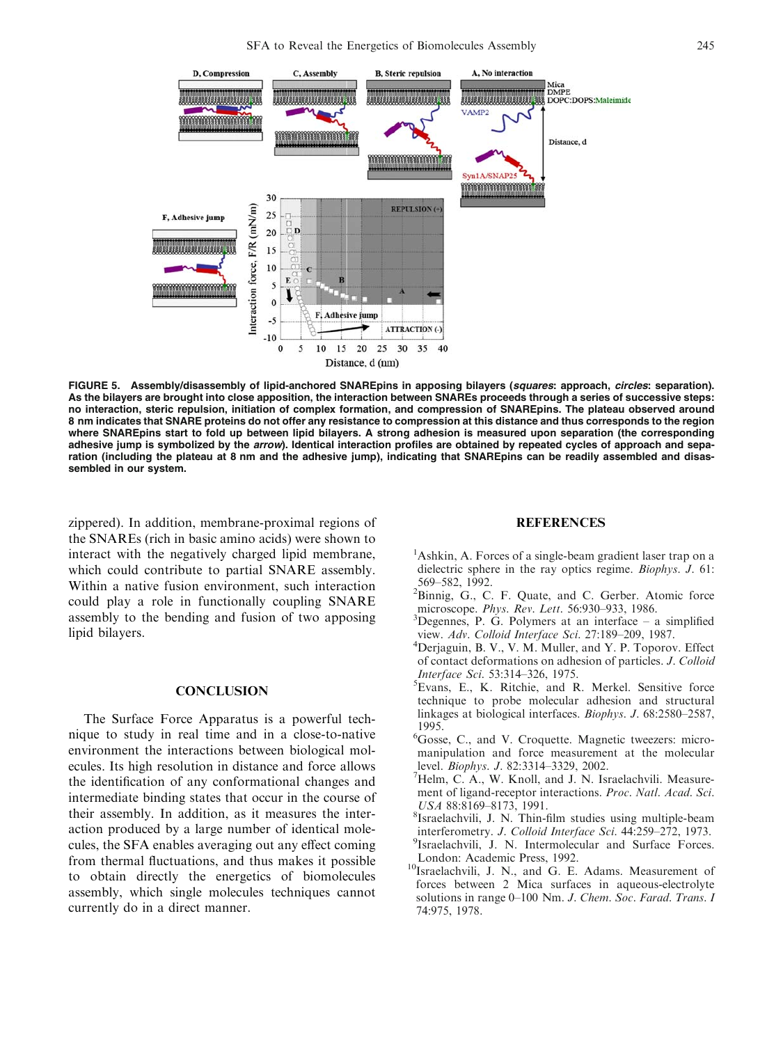D, Compression

C, Assembly

B, Steric repulsion

A, No interaction

Mica

DMPE

DOPC:DOPS:Maleimide

VAMP2

Distance, d

Syn1A/SNAP25

F, Adhesive jump

REPULSION (+)

ATTRACTION (-)

F, Adhesive jump

Interaction force, F/R (mN/m)

Distance, d (nm)

30
25
20
15
10
5
0
-5
-10

0 5 10 15 20 25 30 35 40

**FIGURE 5. Assembly/disassembly of lipid-anchored SNAREpins in apposing bilayers (*squares*: approach, *circles*: separation). As the bilayers are brought into close apposition, the interaction between SNAREs proceeds through a series of successive steps: no interaction, steric repulsion, initiation of complex formation, and compression of SNAREpins. The plateau observed around 8 nm indicates that SNARE proteins do not offer any resistance to compression at this distance and thus corresponds to the region where SNAREpins start to fold up between lipid bilayers. A strong adhesion is measured upon separation (the corresponding adhesive jump is symbolized by the *arrow*). Identical interaction profiles are obtained by repeated cycles of approach and separation (including the plateau at 8 nm and the adhesive jump), indicating that SNAREpins can be readily assembled and disassembled in our system.**

zippered). In addition, membrane-proximal regions of the SNAREs (rich in basic amino acids) were shown to interact with the negatively charged lipid membrane, which could contribute to partial SNARE assembly. Within a native fusion environment, such interaction could play a role in functionally coupling SNARE assembly to the bending and fusion of two apposing lipid bilayers.

## CONCLUSION

The Surface Force Apparatus is a powerful technique to study in real time and in a close-to-native environment the interactions between biological molecules. Its high resolution in distance and force allows the identification of any conformational changes and intermediate binding states that occur in the course of their assembly. In addition, as it measures the interaction produced by a large number of identical molecules, the SFA enables averaging out any effect coming from thermal fluctuations, and thus makes it possible to obtain directly the energetics of biomolecules assembly, which single molecules techniques cannot currently do in a direct manner.

## REFERENCES

[1]Ashkin, A. Forces of a single-beam gradient laser trap on a dielectric sphere in the ray optics regime. *Biophys. J.* 61: 569–582, 1992.

[2]Binnig, G., C. F. Quate, and C. Gerber. Atomic force microscope. *Phys. Rev. Lett.* 56:930–933, 1986.

[3]Degennes, P. G. Polymers at an interface – a simplified view. *Adv. Colloid Interface Sci.* 27:189–209, 1987.

[4]Derjaguin, B. V., V. M. Muller, and Y. P. Toporov. Effect of contact deformations on adhesion of particles. *J. Colloid Interface Sci.* 53:314–326, 1975.

[5]Evans, E., K. Ritchie, and R. Merkel. Sensitive force technique to probe molecular adhesion and structural linkages at biological interfaces. *Biophys. J.* 68:2580–2587, 1995.

[6]Gosse, C., and V. Croquette. Magnetic tweezers: micromanipulation and force measurement at the molecular level. *Biophys. J.* 82:3314–3329, 2002.

[7]Helm, C. A., W. Knoll, and J. N. Israelachvili. Measurement of ligand-receptor interactions. *Proc. Natl. Acad. Sci. USA* 88:8169–8173, 1991.

[8]Israelachvili, J. N. Thin-film studies using multiple-beam interferometry. *J. Colloid Interface Sci.* 44:259–272, 1973.

[9]Israelachvili, J. N. Intermolecular and Surface Forces. London: Academic Press, 1992.

[10]Israelachvili, J. N., and G. E. Adams. Measurement of forces between 2 Mica surfaces in aqueous-electrolyte solutions in range 0–100 Nm. *J. Chem. Soc. Farad. Trans. I* 74:975, 1978.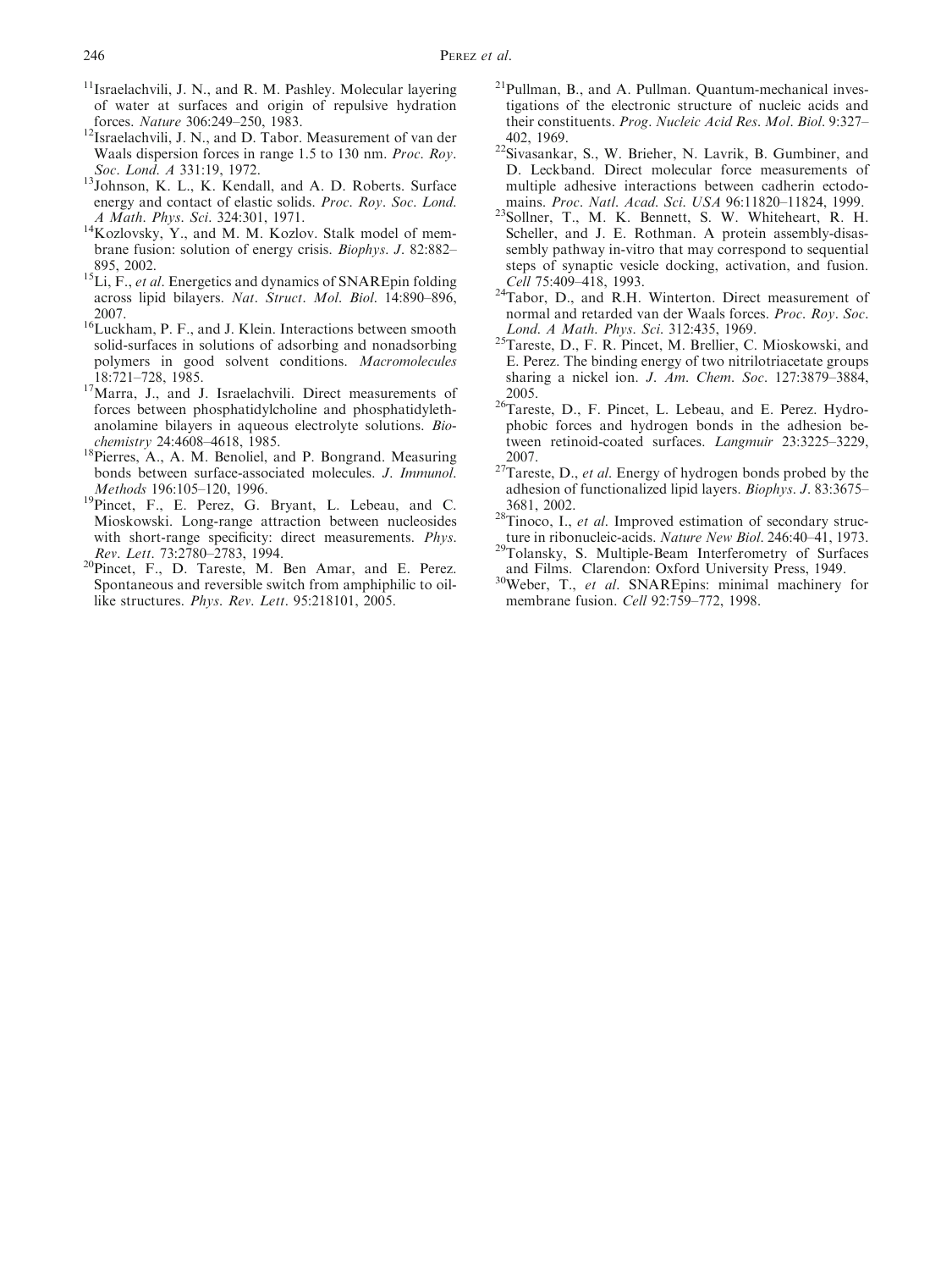[11]Israelachvili, J. N., and R. M. Pashley. Molecular layering of water at surfaces and origin of repulsive hydration forces. *Nature* 306:249–250, 1983.

[12]Israelachvili, J. N., and D. Tabor. Measurement of van der Waals dispersion forces in range 1.5 to 130 nm. *Proc. Roy. Soc. Lond. A* 331:19, 1972.

[13]Johnson, K. L., K. Kendall, and A. D. Roberts. Surface energy and contact of elastic solids. *Proc. Roy. Soc. Lond. A Math. Phys. Sci.* 324:301, 1971.

[14]Kozlovsky, Y., and M. M. Kozlov. Stalk model of membrane fusion: solution of energy crisis. *Biophys. J.* 82:882–895, 2002.

[15]Li, F., *et al.* Energetics and dynamics of SNAREpin folding across lipid bilayers. *Nat. Struct. Mol. Biol.* 14:890–896, 2007.

[16]Luckham, P. F., and J. Klein. Interactions between smooth solid-surfaces in solutions of adsorbing and nonadsorbing polymers in good solvent conditions. *Macromolecules* 18:721–728, 1985.

[17]Marra, J., and J. Israelachvili. Direct measurements of forces between phosphatidylcholine and phosphatidylethanolamine bilayers in aqueous electrolyte solutions. *Biochemistry* 24:4608–4618, 1985.

[18]Pierres, A., A. M. Benoliel, and P. Bongrand. Measuring bonds between surface-associated molecules. *J. Immunol. Methods* 196:105–120, 1996.

[19]Pincet, F., E. Perez, G. Bryant, L. Lebeau, and C. Mioskowski. Long-range attraction between nucleosides with short-range specificity: direct measurements. *Phys. Rev. Lett.* 73:2780–2783, 1994.

[20]Pincet, F., D. Tareste, M. Ben Amar, and E. Perez. Spontaneous and reversible switch from amphiphilic to oil-like structures. *Phys. Rev. Lett.* 95:218101, 2005.

[21]Pullman, B., and A. Pullman. Quantum-mechanical investigations of the electronic structure of nucleic acids and their constituents. *Prog. Nucleic Acid Res. Mol. Biol.* 9:327–402, 1969.

[22]Sivasankar, S., W. Brieher, N. Lavrik, B. Gumbiner, and D. Leckband. Direct molecular force measurements of multiple adhesive interactions between cadherin ectodomains. *Proc. Natl. Acad. Sci. USA* 96:11820–11824, 1999.

[23]Sollner, T., M. K. Bennett, S. W. Whiteheart, R. H. Scheller, and J. E. Rothman. A protein assembly-disassembly pathway in-vitro that may correspond to sequential steps of synaptic vesicle docking, activation, and fusion. *Cell* 75:409–418, 1993.

[24]Tabor, D., and R.H. Winterton. Direct measurement of normal and retarded van der Waals forces. *Proc. Roy. Soc. Lond. A Math. Phys. Sci.* 312:435, 1969.

[25]Tareste, D., F. R. Pincet, M. Brellier, C. Mioskowski, and E. Perez. The binding energy of two nitrilotriacetate groups sharing a nickel ion. *J. Am. Chem. Soc.* 127:3879–3884, 2005.

[26]Tareste, D., F. Pincet, L. Lebeau, and E. Perez. Hydrophobic forces and hydrogen bonds in the adhesion between retinoid-coated surfaces. *Langmuir* 23:3225–3229, 2007.

[27]Tareste, D., *et al.* Energy of hydrogen bonds probed by the adhesion of functionalized lipid layers. *Biophys. J.* 83:3675–3681, 2002.

[28]Tinoco, I., *et al.* Improved estimation of secondary structure in ribonucleic-acids. *Nature New Biol.* 246:40–41, 1973.

[29]Tolansky, S. Multiple-Beam Interferometry of Surfaces and Films. Clarendon: Oxford University Press, 1949.

[30]Weber, T., *et al.* SNAREpins: minimal machinery for membrane fusion. *Cell* 92:759–772, 1998.